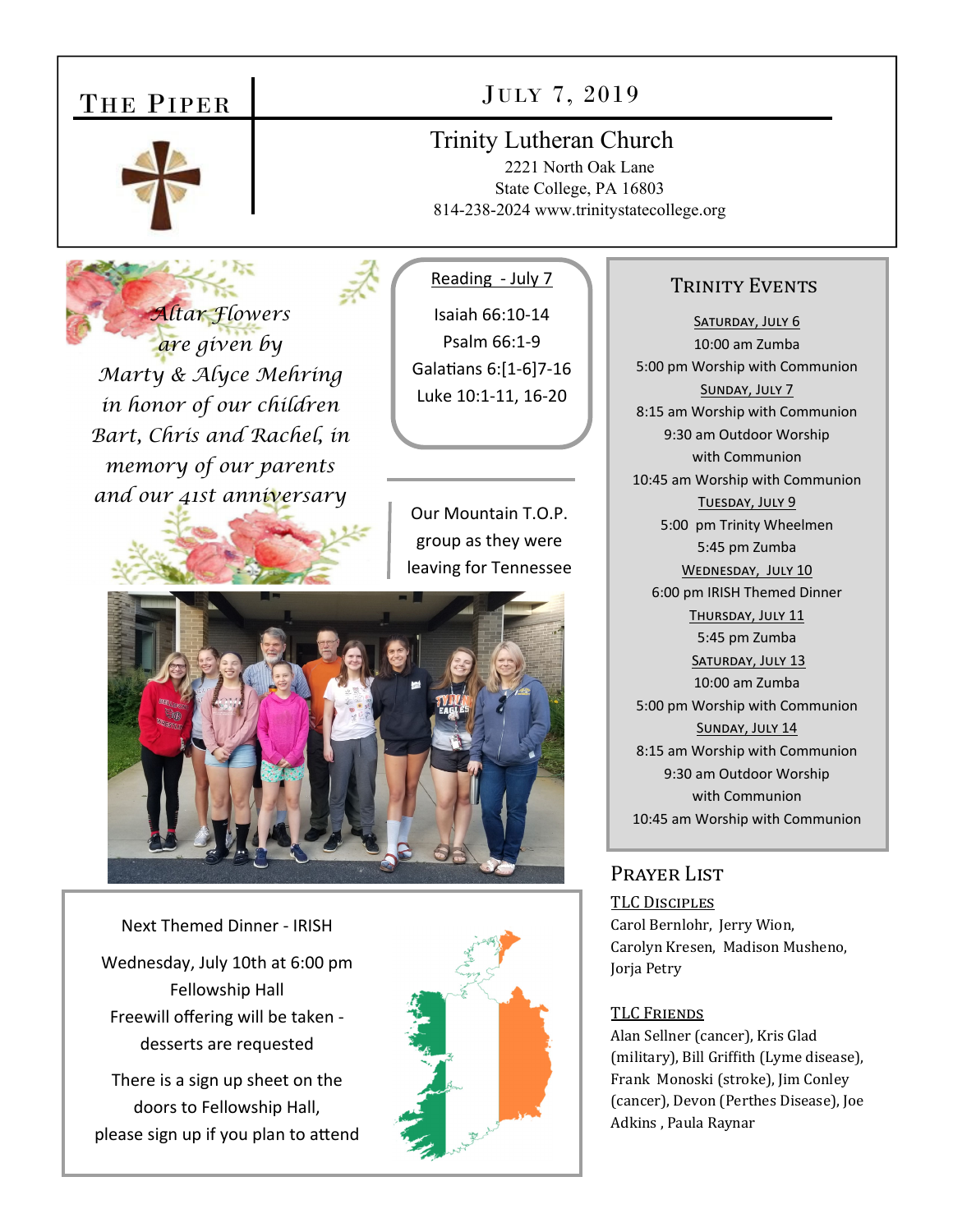# The Piper

## July 7, 2019

**Trinity Lutheran Church**
2221 North Oak Lane
State College, PA 16803
814-238-2024 www.trinitystatecollege.org

*Altar Flowers are given by Marty & Alyce Mehring in honor of our children Bart, Chris and Rachel, in memory of our parents and our 41st anniversary*

**Reading - July 7**

Isaiah 66:10-14
Psalm 66:1-9
Galatians 6:[1-6]7-16
Luke 10:1-11, 16-20

Our Mountain T.O.P. group as they were leaving for Tennessee

Next Themed Dinner - IRISH

Wednesday, July 10th at 6:00 pm
Fellowship Hall
Freewill offering will be taken - desserts are requested

There is a sign up sheet on the doors to Fellowship Hall, please sign up if you plan to attend

## Trinity Events

**Saturday, July 6**
10:00 am Zumba
5:00 pm Worship with Communion

**Sunday, July 7**
8:15 am Worship with Communion
9:30 am Outdoor Worship with Communion
10:45 am Worship with Communion

**Tuesday, July 9**
5:00 pm Trinity Wheelmen
5:45 pm Zumba

**Wednesday, July 10**
6:00 pm IRISH Themed Dinner

**Thursday, July 11**
5:45 pm Zumba

**Saturday, July 13**
10:00 am Zumba
5:00 pm Worship with Communion

**Sunday, July 14**
8:15 am Worship with Communion
9:30 am Outdoor Worship with Communion
10:45 am Worship with Communion

## Prayer List

**TLC Disciples**
Carol Bernlohr, Jerry Wion, Carolyn Kresen, Madison Musheno, Jorja Petry

**TLC Friends**
Alan Sellner (cancer), Kris Glad (military), Bill Griffith (Lyme disease), Frank Monoski (stroke), Jim Conley (cancer), Devon (Perthes Disease), Joe Adkins , Paula Raynar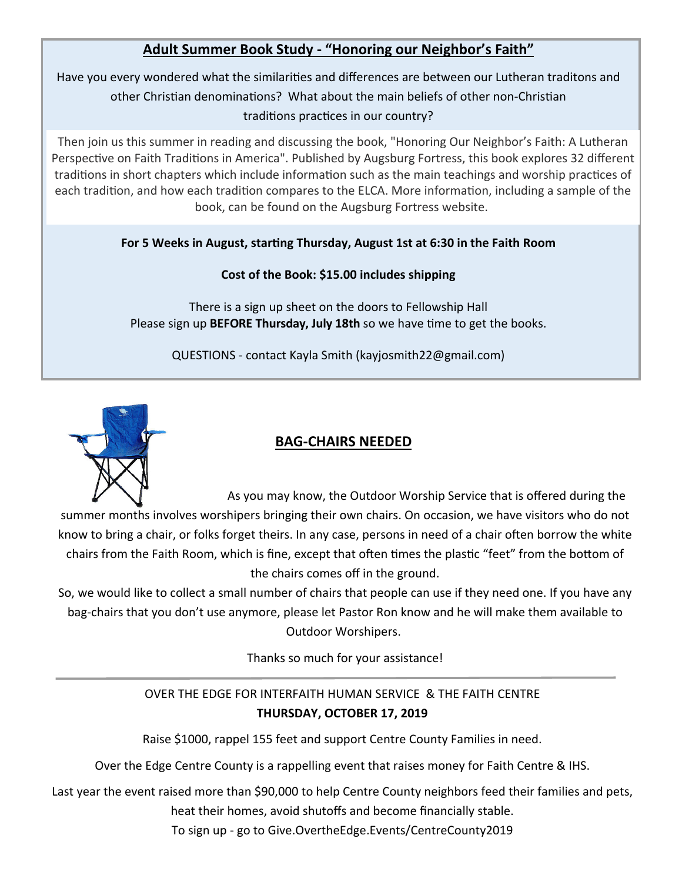## Adult Summer Book Study - "Honoring our Neighbor's Faith"

Have you every wondered what the similarities and differences are between our Lutheran traditons and other Christian denominations? What about the main beliefs of other non-Christian traditions practices in our country?

Then join us this summer in reading and discussing the book, "Honoring Our Neighbor's Faith: A Lutheran Perspective on Faith Traditions in America". Published by Augsburg Fortress, this book explores 32 different traditions in short chapters which include information such as the main teachings and worship practices of each tradition, and how each tradition compares to the ELCA. More information, including a sample of the book, can be found on the Augsburg Fortress website.

**For 5 Weeks in August, starting Thursday, August 1st at 6:30 in the Faith Room**

**Cost of the Book: $15.00 includes shipping**

There is a sign up sheet on the doors to Fellowship Hall
Please sign up **BEFORE Thursday, July 18th** so we have time to get the books.

QUESTIONS - contact Kayla Smith (kayjosmith22@gmail.com)

## BAG-CHAIRS NEEDED

As you may know, the Outdoor Worship Service that is offered during the summer months involves worshipers bringing their own chairs. On occasion, we have visitors who do not know to bring a chair, or folks forget theirs. In any case, persons in need of a chair often borrow the white chairs from the Faith Room, which is fine, except that often times the plastic "feet" from the bottom of the chairs comes off in the ground.

So, we would like to collect a small number of chairs that people can use if they need one. If you have any bag-chairs that you don't use anymore, please let Pastor Ron know and he will make them available to Outdoor Worshipers.

Thanks so much for your assistance!

---

OVER THE EDGE FOR INTERFAITH HUMAN SERVICE & THE FAITH CENTRE
**THURSDAY, OCTOBER 17, 2019**

Raise $1000, rappel 155 feet and support Centre County Families in need.

Over the Edge Centre County is a rappelling event that raises money for Faith Centre & IHS.

Last year the event raised more than $90,000 to help Centre County neighbors feed their families and pets, heat their homes, avoid shutoffs and become financially stable.
To sign up - go to Give.OvertheEdge.Events/CentreCounty2019